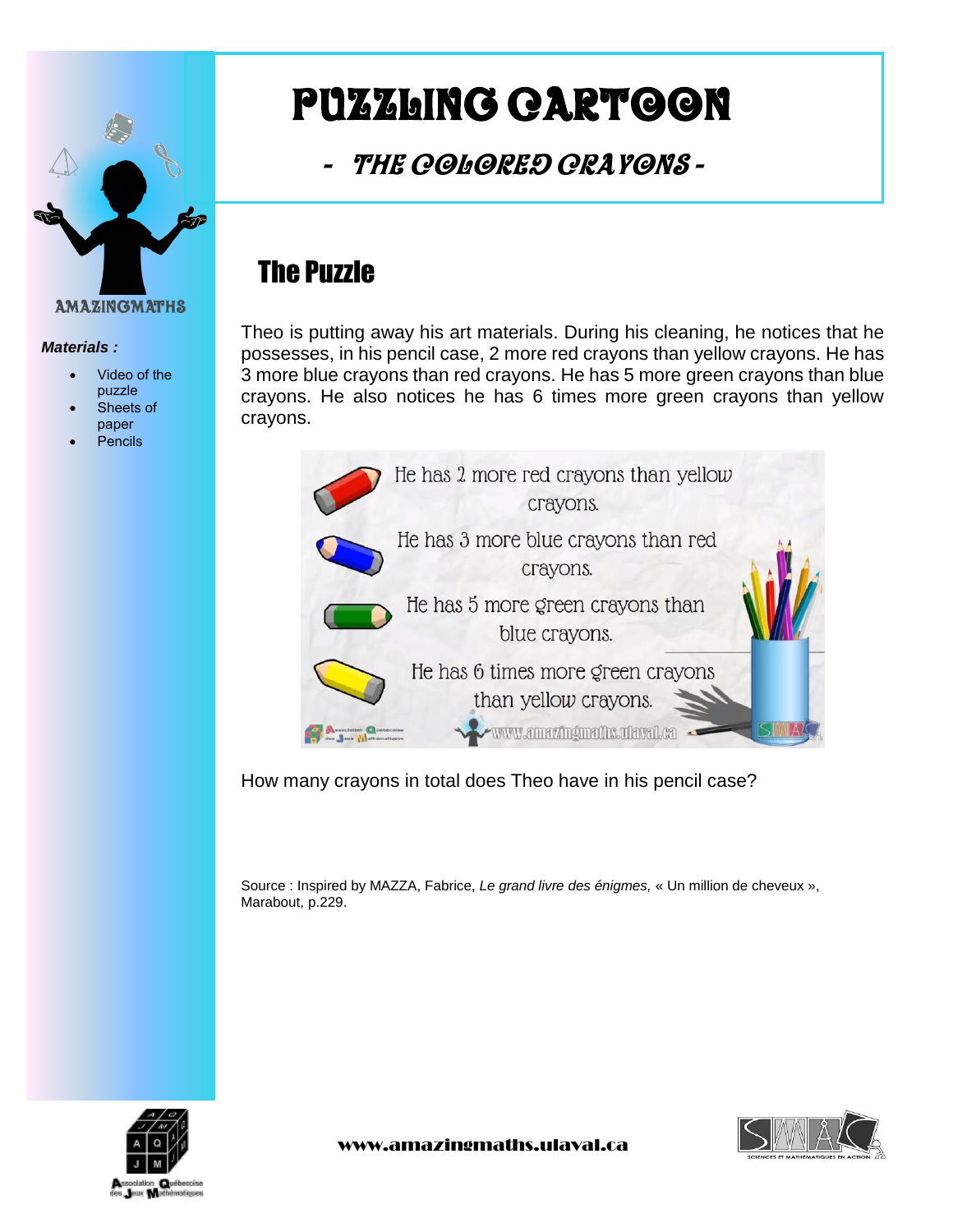AMAZINGMATHS

***Materials :***

- Video of the puzzle
- Sheets of paper
- Pencils

# PUZZLING CARTOON

## *- THE COLORED CRAYONS -*

## The Puzzle

Theo is putting away his art materials. During his cleaning, he notices that he possesses, in his pencil case, 2 more red crayons than yellow crayons. He has 3 more blue crayons than red crayons. He has 5 more green crayons than blue crayons. He also notices he has 6 times more green crayons than yellow crayons.

He has 2 more red crayons than yellow crayons.

He has 3 more blue crayons than red crayons.

He has 5 more green crayons than blue crayons.

He has 6 times more green crayons than yellow crayons.

www.amazingmaths.ulaval.ca

How many crayons in total does Theo have in his pencil case?

Source : Inspired by MAZZA, Fabrice, *Le grand livre des énigmes,* « Un million de cheveux », Marabout, p.229.

www.amazingmaths.ulaval.ca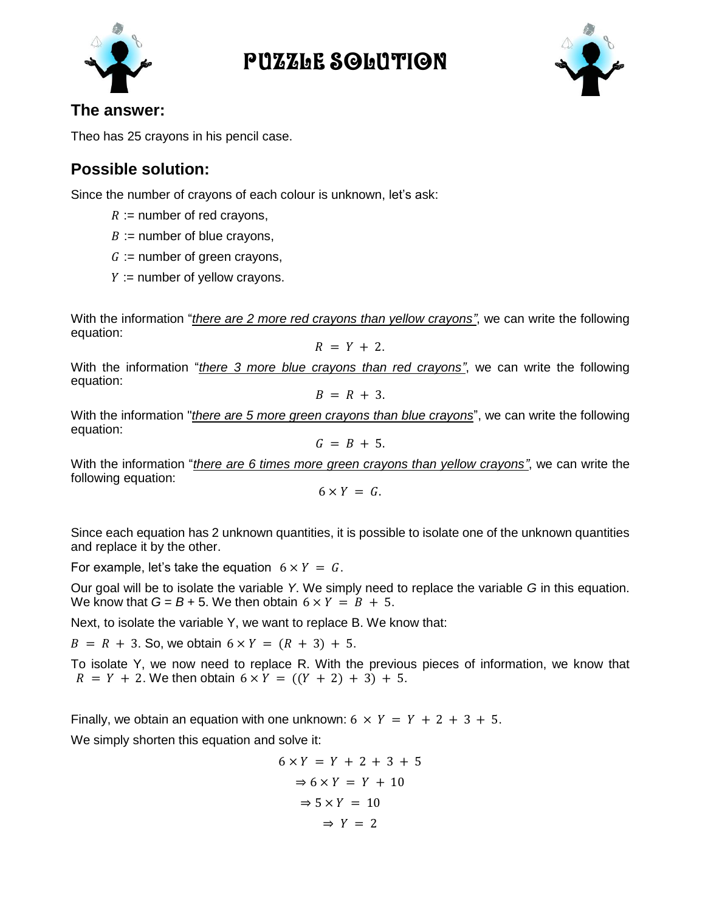# PUZZLE SOLUTION

## The answer:

Theo has 25 crayons in his pencil case.

## Possible solution:

Since the number of crayons of each colour is unknown, let's ask:

$R$ := number of red crayons,

$B$ := number of blue crayons,

$G$ := number of green crayons,

$Y$ := number of yellow crayons.

With the information "*there are 2 more red crayons than yellow crayons"*, we can write the following equation:

$$R = Y + 2.$$

With the information "*there 3 more blue crayons than red crayons"*, we can write the following equation:

$$B = R + 3.$$

With the information "*there are 5 more green crayons than blue crayons*", we can write the following equation:

$$G = B + 5.$$

With the information "*there are 6 times more green crayons than yellow crayons"*, we can write the following equation:

$$6 \times Y = G.$$

Since each equation has 2 unknown quantities, it is possible to isolate one of the unknown quantities and replace it by the other.

For example, let's take the equation $6 \times Y = G$.

Our goal will be to isolate the variable $Y$. We simply need to replace the variable $G$ in this equation. We know that $G = B + 5$. We then obtain $6 \times Y = B + 5$.

Next, to isolate the variable Y, we want to replace B. We know that:

$B = R + 3$. So, we obtain $6 \times Y = (R + 3) + 5$.

To isolate Y, we now need to replace R. With the previous pieces of information, we know that $R = Y + 2$. We then obtain $6 \times Y = ((Y + 2) + 3) + 5$.

Finally, we obtain an equation with one unknown: $6 \times Y = Y + 2 + 3 + 5$.

We simply shorten this equation and solve it:

$$6 \times Y = Y + 2 + 3 + 5$$

$$\Rightarrow 6 \times Y = Y + 10$$

$$\Rightarrow 5 \times Y = 10$$

$$\Rightarrow Y = 2$$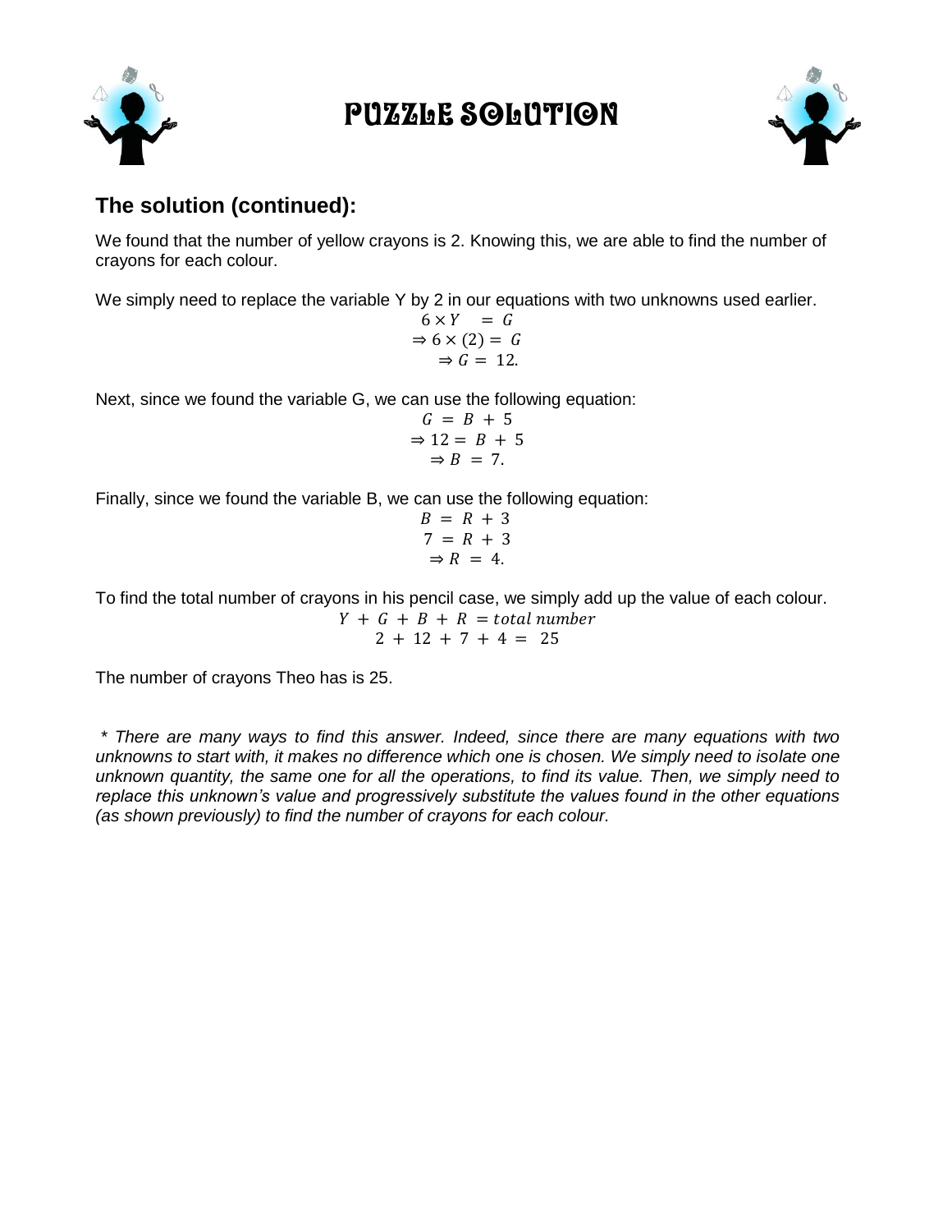# PUZZLE SOLUTION

## The solution (continued):

We found that the number of yellow crayons is 2. Knowing this, we are able to find the number of crayons for each colour.

We simply need to replace the variable Y by 2 in our equations with two unknowns used earlier.

$$6 \times Y \quad = G$$
$$\Rightarrow 6 \times (2) = G$$
$$\Rightarrow G = 12.$$

Next, since we found the variable G, we can use the following equation:

$$G = B + 5$$
$$\Rightarrow 12 = B + 5$$
$$\Rightarrow B = 7.$$

Finally, since we found the variable B, we can use the following equation:

$$B = R + 3$$
$$7 = R + 3$$
$$\Rightarrow R = 4.$$

To find the total number of crayons in his pencil case, we simply add up the value of each colour.

$$Y + G + B + R = total\ number$$
$$2 + 12 + 7 + 4 = 25$$

The number of crayons Theo has is 25.

*\* There are many ways to find this answer. Indeed, since there are many equations with two unknowns to start with, it makes no difference which one is chosen. We simply need to isolate one unknown quantity, the same one for all the operations, to find its value. Then, we simply need to replace this unknown's value and progressively substitute the values found in the other equations (as shown previously) to find the number of crayons for each colour.*